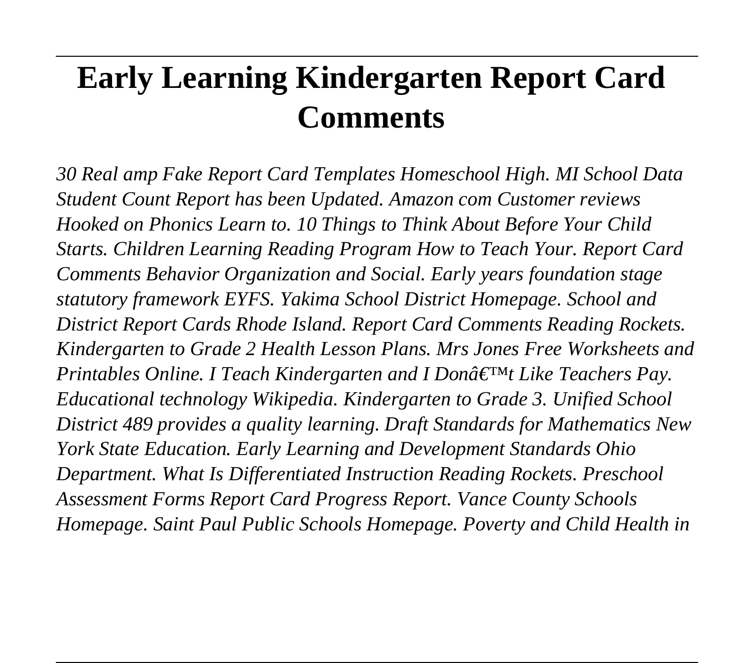# Early Learning Kindergarten Report Card Comments

*30 Real amp Fake Report Card Templates Homeschool High. MI School Data Student Count Report has been Updated. Amazon com Customer reviews Hooked on Phonics Learn to. 10 Things to Think About Before Your Child Starts. Children Learning Reading Program How to Teach Your. Report Card Comments Behavior Organization and Social. Early years foundation stage statutory framework EYFS. Yakima School District Homepage. School and District Report Cards Rhode Island. Report Card Comments Reading Rockets. Kindergarten to Grade 2 Health Lesson Plans. Mrs Jones Free Worksheets and Printables Online. I Teach Kindergarten and I Donâ€™t Like Teachers Pay. Educational technology Wikipedia. Kindergarten to Grade 3. Unified School District 489 provides a quality learning. Draft Standards for Mathematics New York State Education. Early Learning and Development Standards Ohio Department. What Is Differentiated Instruction Reading Rockets. Preschool Assessment Forms Report Card Progress Report. Vance County Schools Homepage. Saint Paul Public Schools Homepage. Poverty and Child Health in*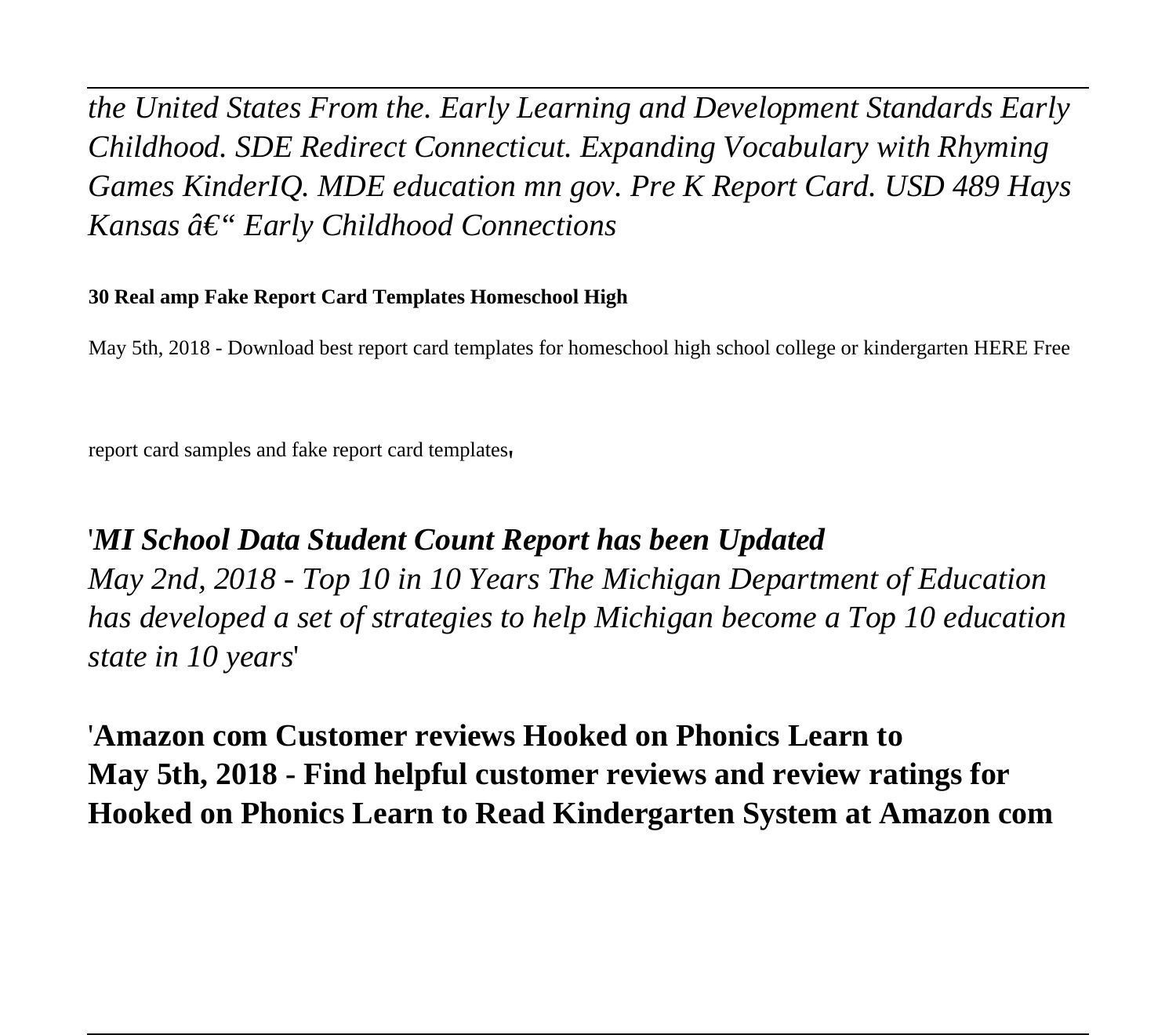*the United States From the. Early Learning and Development Standards Early Childhood. SDE Redirect Connecticut. Expanding Vocabulary with Rhyming Games KinderIQ. MDE education mn gov. Pre K Report Card. USD 489 Hays Kansas â€“ Early Childhood Connections*

**30 Real amp Fake Report Card Templates Homeschool High**

May 5th, 2018 - Download best report card templates for homeschool high school college or kindergarten HERE Free

report card samples and fake report card templates'

'***MI School Data Student Count Report has been Updated***
*May 2nd, 2018 - Top 10 in 10 Years The Michigan Department of Education has developed a set of strategies to help Michigan become a Top 10 education state in 10 years*'

'**Amazon com Customer reviews Hooked on Phonics Learn to**
**May 5th, 2018 - Find helpful customer reviews and review ratings for Hooked on Phonics Learn to Read Kindergarten System at Amazon com**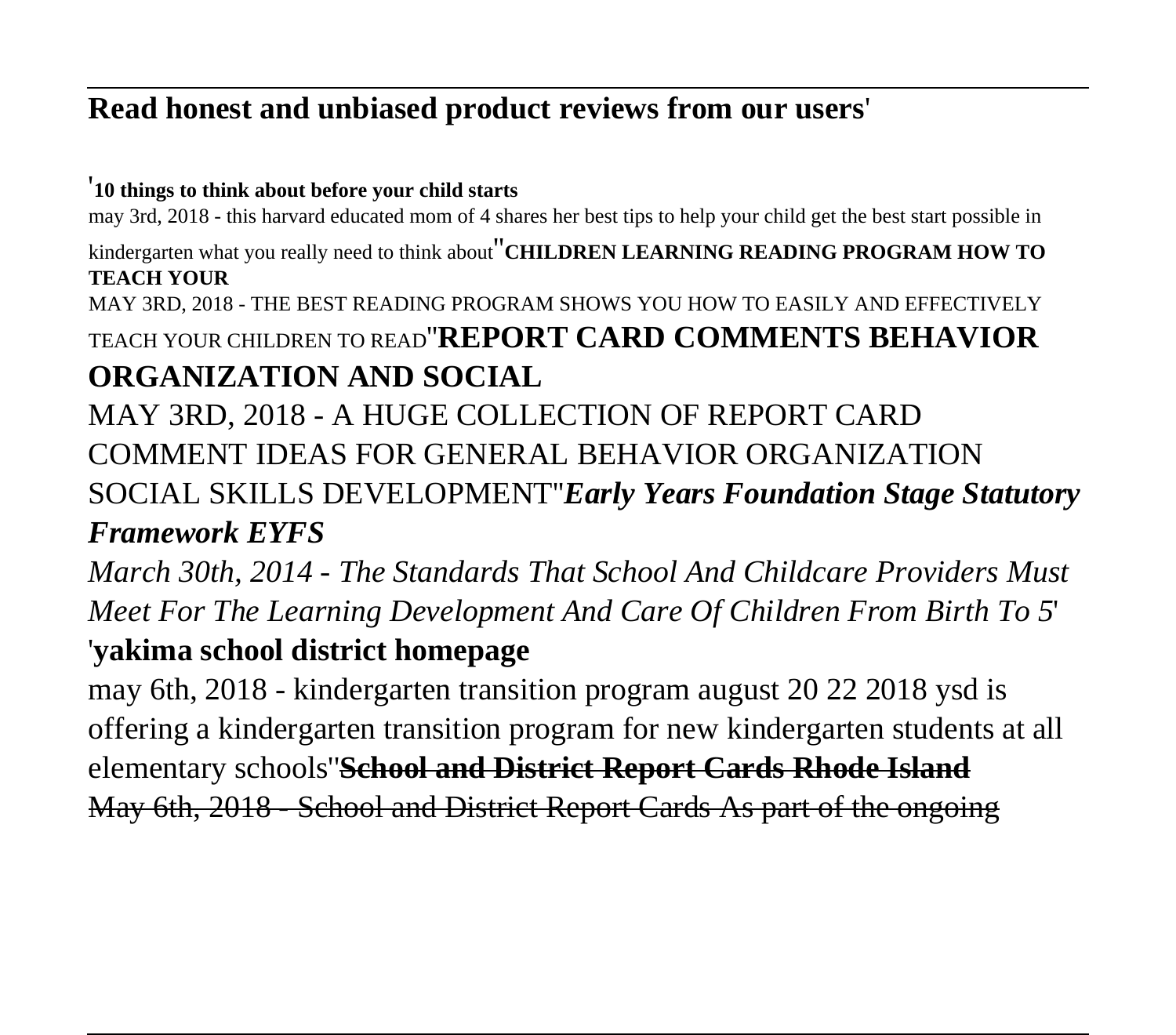**Read honest and unbiased product reviews from our users**'

'**10 things to think about before your child starts**
may 3rd, 2018 - this harvard educated mom of 4 shares her best tips to help your child get the best start possible in kindergarten what you really need to think about''**CHILDREN LEARNING READING PROGRAM HOW TO TEACH YOUR**
MAY 3RD, 2018 - THE BEST READING PROGRAM SHOWS YOU HOW TO EASILY AND EFFECTIVELY TEACH YOUR CHILDREN TO READ''**REPORT CARD COMMENTS BEHAVIOR ORGANIZATION AND SOCIAL**
MAY 3RD, 2018 - A HUGE COLLECTION OF REPORT CARD COMMENT IDEAS FOR GENERAL BEHAVIOR ORGANIZATION SOCIAL SKILLS DEVELOPMENT''***Early Years Foundation Stage Statutory Framework EYFS***
*March 30th, 2014 - The Standards That School And Childcare Providers Must Meet For The Learning Development And Care Of Children From Birth To 5*'
'**yakima school district homepage**
may 6th, 2018 - kindergarten transition program august 20 22 2018 ysd is offering a kindergarten transition program for new kindergarten students at all elementary schools''~~**School and District Report Cards Rhode Island**~~
~~May 6th, 2018 - School and District Report Cards As part of the ongoing~~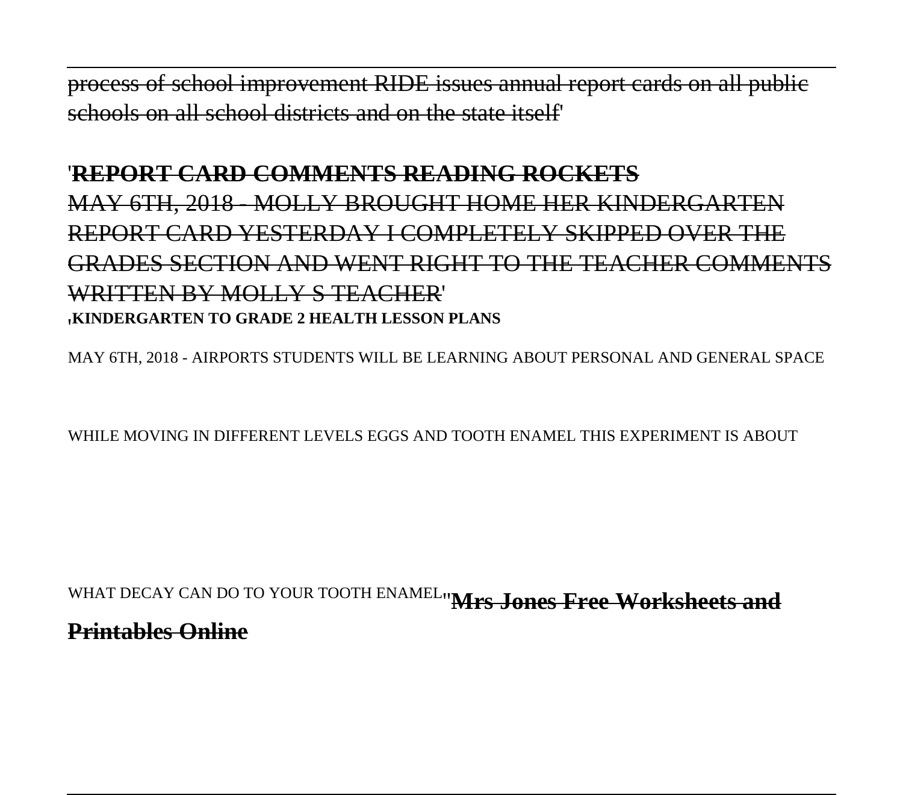process of school improvement RIDE issues annual report cards on all public schools on all school districts and on the state itself'

'**REPORT CARD COMMENTS READING ROCKETS**

MAY 6TH, 2018 - MOLLY BROUGHT HOME HER KINDERGARTEN REPORT CARD YESTERDAY I COMPLETELY SKIPPED OVER THE GRADES SECTION AND WENT RIGHT TO THE TEACHER COMMENTS WRITTEN BY MOLLY S TEACHER'

'**KINDERGARTEN TO GRADE 2 HEALTH LESSON PLANS**

MAY 6TH, 2018 - AIRPORTS STUDENTS WILL BE LEARNING ABOUT PERSONAL AND GENERAL SPACE WHILE MOVING IN DIFFERENT LEVELS EGGS AND TOOTH ENAMEL THIS EXPERIMENT IS ABOUT WHAT DECAY CAN DO TO YOUR TOOTH ENAMEL''**Mrs Jones Free Worksheets and Printables Online**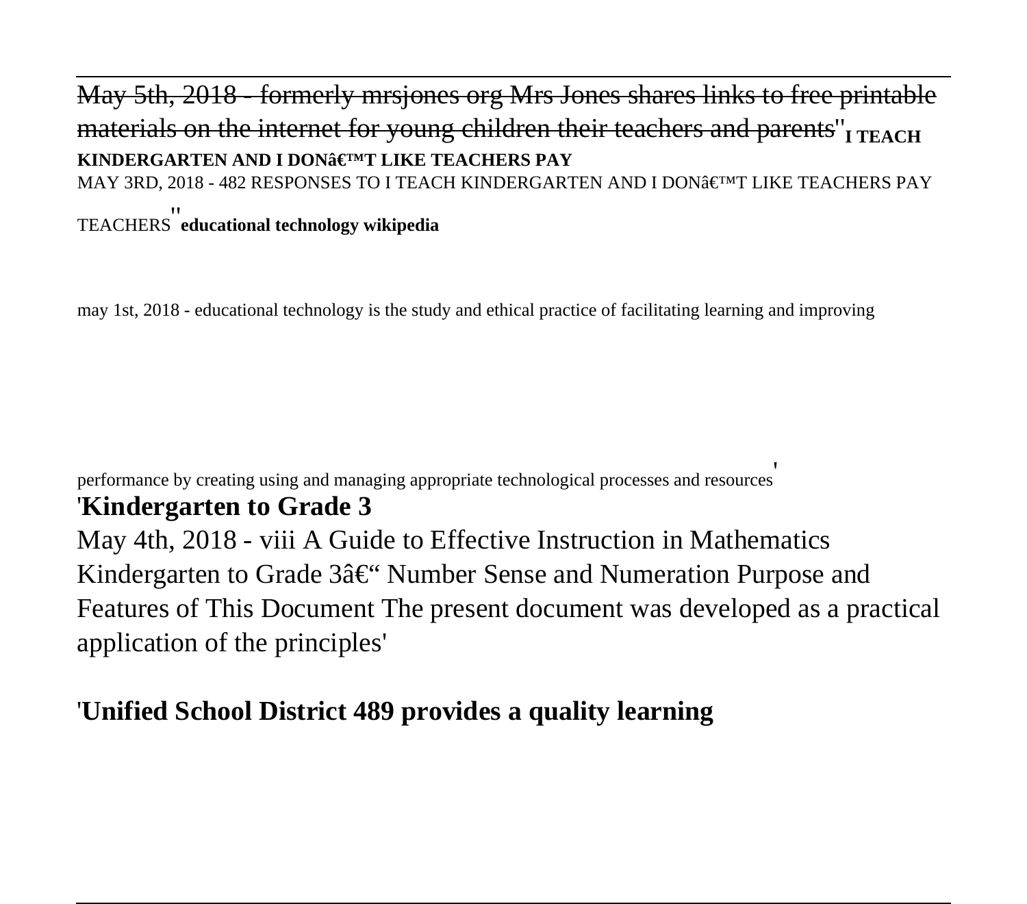~~May 5th, 2018 - formerly mrsjones org Mrs Jones shares links to free printable materials on the internet for young children their teachers and parents~~''**I TEACH KINDERGARTEN AND I DONâ€™T LIKE TEACHERS PAY**

MAY 3RD, 2018 - 482 RESPONSES TO I TEACH KINDERGARTEN AND I DONâ€™T LIKE TEACHERS PAY TEACHERS''**educational technology wikipedia**

may 1st, 2018 - educational technology is the study and ethical practice of facilitating learning and improving

performance by creating using and managing appropriate technological processes and resources'

## 'Kindergarten to Grade 3

May 4th, 2018 - viii A Guide to Effective Instruction in Mathematics Kindergarten to Grade 3â€" Number Sense and Numeration Purpose and Features of This Document The present document was developed as a practical application of the principles'

## 'Unified School District 489 provides a quality learning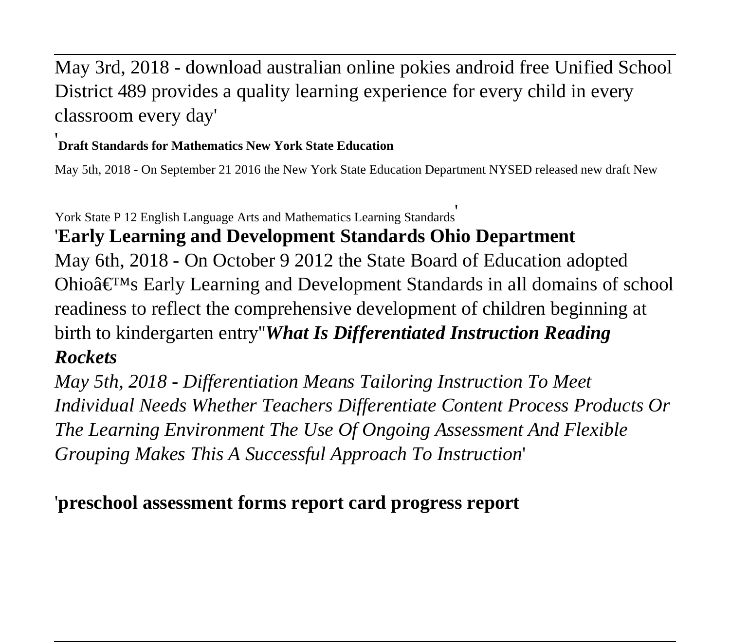May 3rd, 2018 - download australian online pokies android free Unified School District 489 provides a quality learning experience for every child in every classroom every day'

'**Draft Standards for Mathematics New York State Education**

May 5th, 2018 - On September 21 2016 the New York State Education Department NYSED released new draft New York State P 12 English Language Arts and Mathematics Learning Standards'

'**Early Learning and Development Standards Ohio Department**

May 6th, 2018 - On October 9 2012 the State Board of Education adopted Ohioâ€™s Early Learning and Development Standards in all domains of school readiness to reflect the comprehensive development of children beginning at birth to kindergarten entry''***What Is Differentiated Instruction Reading Rockets***

*May 5th, 2018 - Differentiation Means Tailoring Instruction To Meet Individual Needs Whether Teachers Differentiate Content Process Products Or The Learning Environment The Use Of Ongoing Assessment And Flexible Grouping Makes This A Successful Approach To Instruction*'

'**preschool assessment forms report card progress report**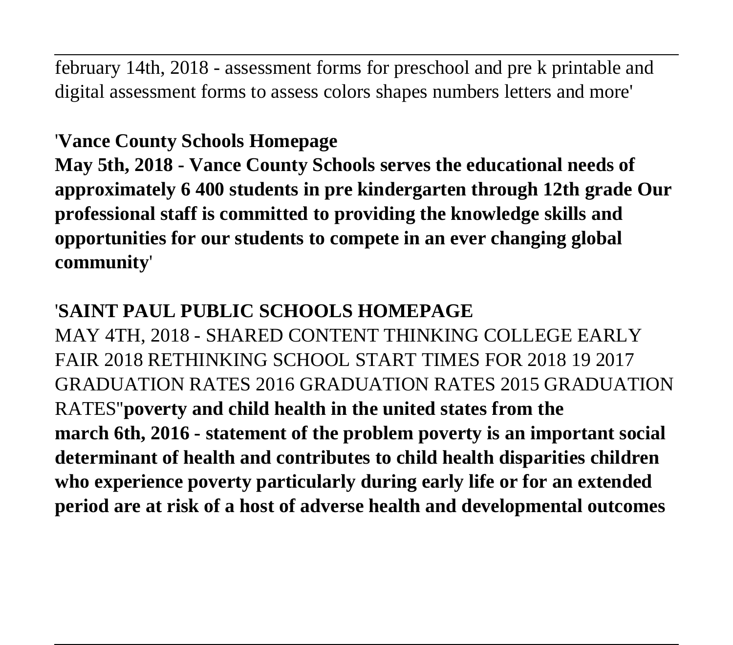february 14th, 2018 - assessment forms for preschool and pre k printable and digital assessment forms to assess colors shapes numbers letters and more'

'**Vance County Schools Homepage**
**May 5th, 2018 - Vance County Schools serves the educational needs of approximately 6 400 students in pre kindergarten through 12th grade Our professional staff is committed to providing the knowledge skills and opportunities for our students to compete in an ever changing global community**'

'**SAINT PAUL PUBLIC SCHOOLS HOMEPAGE**
MAY 4TH, 2018 - SHARED CONTENT THINKING COLLEGE EARLY FAIR 2018 RETHINKING SCHOOL START TIMES FOR 2018 19 2017 GRADUATION RATES 2016 GRADUATION RATES 2015 GRADUATION RATES''**poverty and child health in the united states from the march 6th, 2016 - statement of the problem poverty is an important social determinant of health and contributes to child health disparities children who experience poverty particularly during early life or for an extended period are at risk of a host of adverse health and developmental outcomes**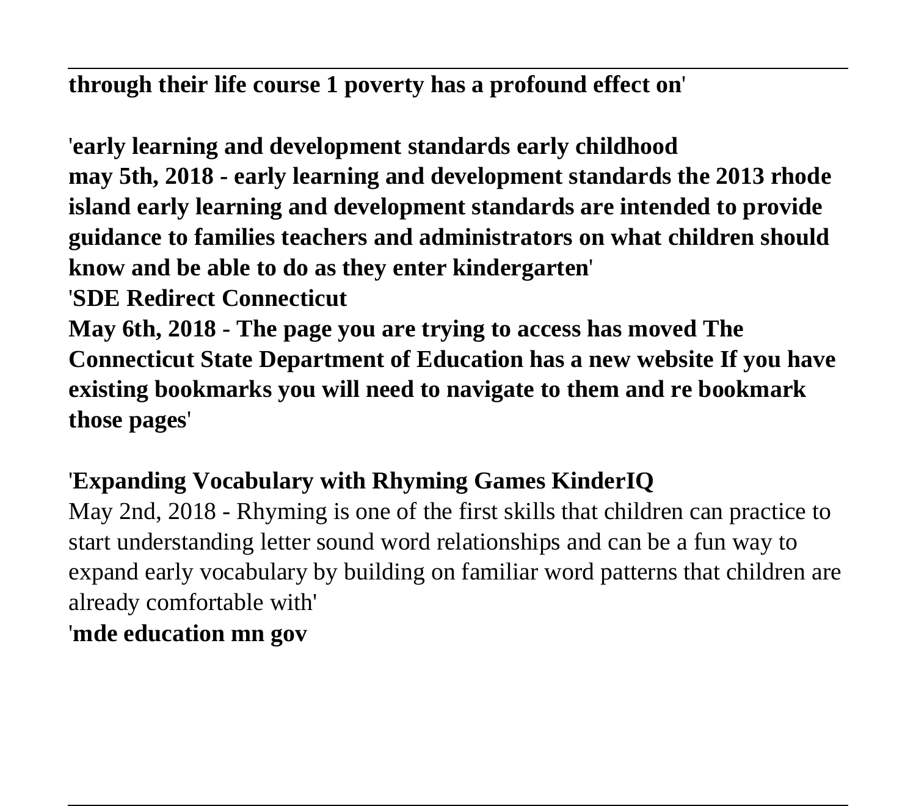**through their life course 1 poverty has a profound effect on**'

'**early learning and development standards early childhood**
**may 5th, 2018 - early learning and development standards the 2013 rhode island early learning and development standards are intended to provide guidance to families teachers and administrators on what children should know and be able to do as they enter kindergarten**'
'**SDE Redirect Connecticut**
**May 6th, 2018 - The page you are trying to access has moved The Connecticut State Department of Education has a new website If you have existing bookmarks you will need to navigate to them and re bookmark those pages**'

'**Expanding Vocabulary with Rhyming Games KinderIQ**
May 2nd, 2018 - Rhyming is one of the first skills that children can practice to start understanding letter sound word relationships and can be a fun way to expand early vocabulary by building on familiar word patterns that children are already comfortable with'
'**mde education mn gov**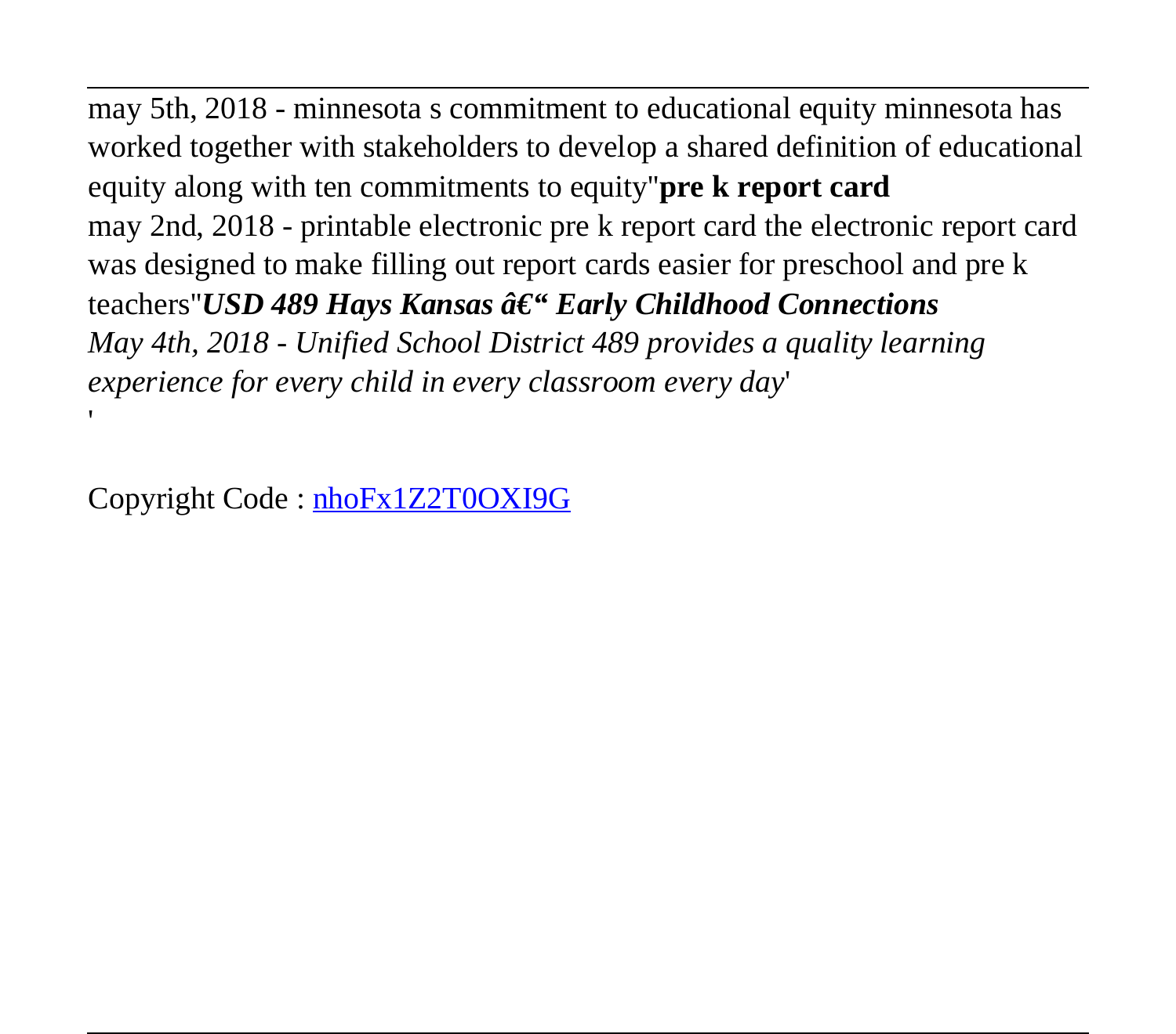may 5th, 2018 - minnesota s commitment to educational equity minnesota has worked together with stakeholders to develop a shared definition of educational equity along with ten commitments to equity"**pre k report card**
may 2nd, 2018 - printable electronic pre k report card the electronic report card was designed to make filling out report cards easier for preschool and pre k teachers"***USD 489 Hays Kansas â€“ Early Childhood Connections***
*May 4th, 2018 - Unified School District 489 provides a quality learning experience for every child in every classroom every day*'
'

Copyright Code : nhoFx1Z2T0OXI9G